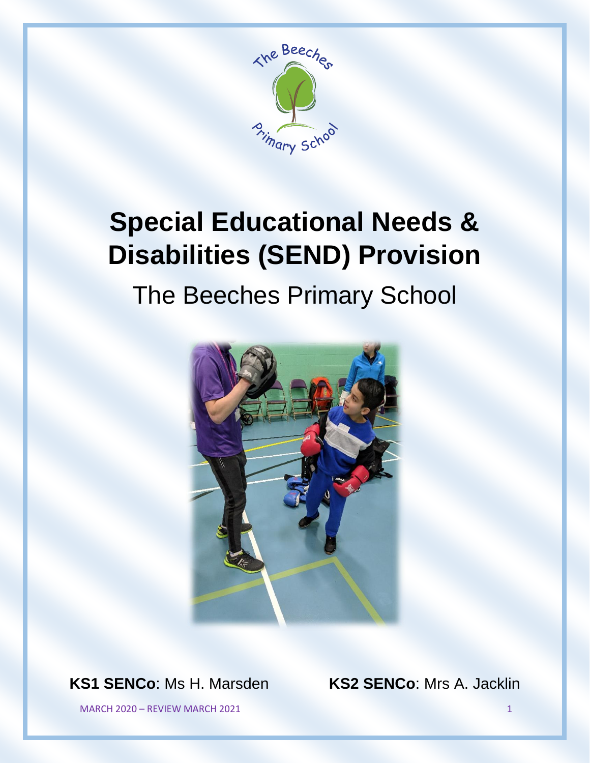# Special Educational Needs & Disabilities (SEND) Provision

## The Beeches Primary School

**KS1 SENCo**: Ms H. Marsden

**KS2 SENCo**: Mrs A. Jacklin

MARCH 2020 – REVIEW MARCH 2021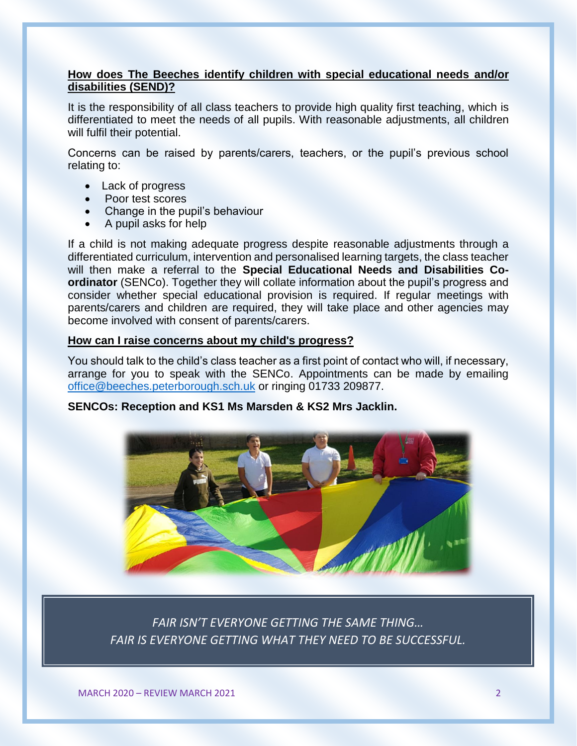## How does The Beeches identify children with special educational needs and/or disabilities (SEND)?

It is the responsibility of all class teachers to provide high quality first teaching, which is differentiated to meet the needs of all pupils. With reasonable adjustments, all children will fulfil their potential.

Concerns can be raised by parents/carers, teachers, or the pupil's previous school relating to:

- Lack of progress
- Poor test scores
- Change in the pupil's behaviour
- A pupil asks for help

If a child is not making adequate progress despite reasonable adjustments through a differentiated curriculum, intervention and personalised learning targets, the class teacher will then make a referral to the **Special Educational Needs and Disabilities Co-ordinator** (SENCo). Together they will collate information about the pupil's progress and consider whether special educational provision is required. If regular meetings with parents/carers and children are required, they will take place and other agencies may become involved with consent of parents/carers.

## How can I raise concerns about my child's progress?

You should talk to the child's class teacher as a first point of contact who will, if necessary, arrange for you to speak with the SENCo. Appointments can be made by emailing office@beeches.peterborough.sch.uk or ringing 01733 209877.

**SENCOs: Reception and KS1 Ms Marsden & KS2 Mrs Jacklin.**

*FAIR ISN'T EVERYONE GETTING THE SAME THING…*
*FAIR IS EVERYONE GETTING WHAT THEY NEED TO BE SUCCESSFUL.*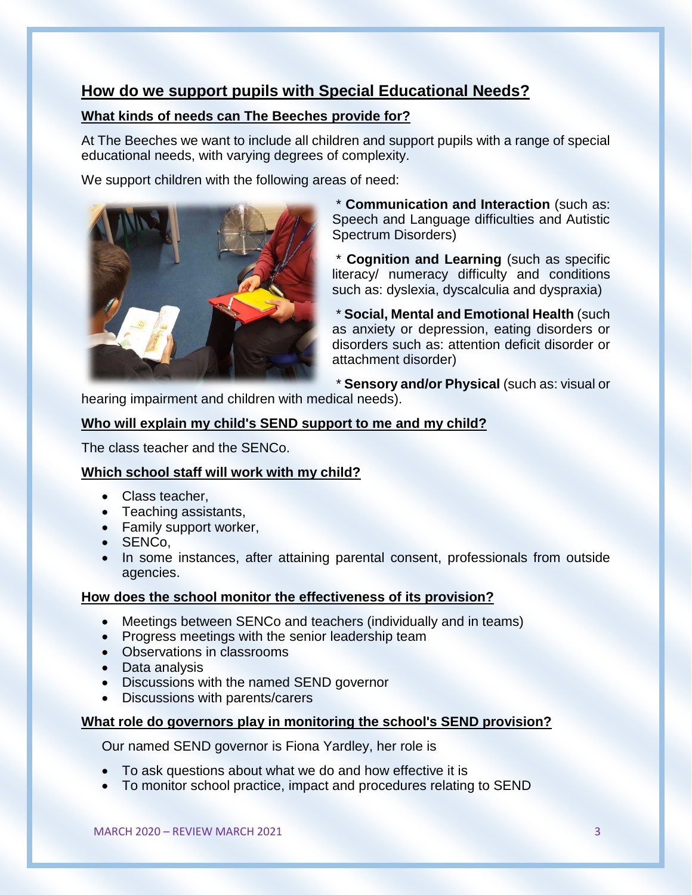## How do we support pupils with Special Educational Needs?

### What kinds of needs can The Beeches provide for?

At The Beeches we want to include all children and support pupils with a range of special educational needs, with varying degrees of complexity.

We support children with the following areas of need:

* **Communication and Interaction** (such as: Speech and Language difficulties and Autistic Spectrum Disorders)

* **Cognition and Learning** (such as specific literacy/ numeracy difficulty and conditions such as: dyslexia, dyscalculia and dyspraxia)

* **Social, Mental and Emotional Health** (such as anxiety or depression, eating disorders or disorders such as: attention deficit disorder or attachment disorder)

* **Sensory and/or Physical** (such as: visual or hearing impairment and children with medical needs).

### Who will explain my child's SEND support to me and my child?

The class teacher and the SENCo.

### Which school staff will work with my child?

- Class teacher,
- Teaching assistants,
- Family support worker,
- SENCo,
- In some instances, after attaining parental consent, professionals from outside agencies.

### How does the school monitor the effectiveness of its provision?

- Meetings between SENCo and teachers (individually and in teams)
- Progress meetings with the senior leadership team
- Observations in classrooms
- Data analysis
- Discussions with the named SEND governor
- Discussions with parents/carers

### What role do governors play in monitoring the school's SEND provision?

Our named SEND governor is Fiona Yardley, her role is

- To ask questions about what we do and how effective it is
- To monitor school practice, impact and procedures relating to SEND

MARCH 2020 – REVIEW MARCH 2021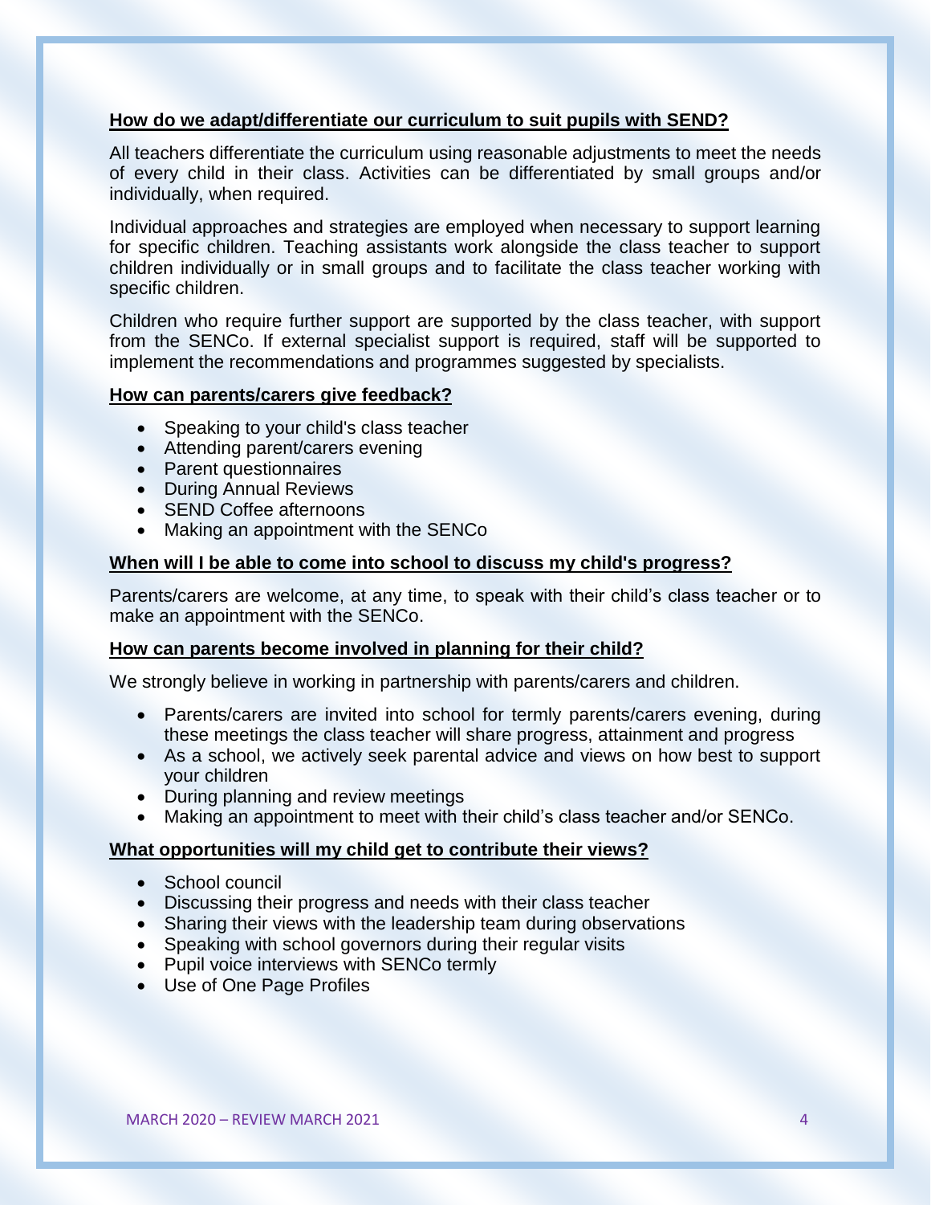## How do we adapt/differentiate our curriculum to suit pupils with SEND?

All teachers differentiate the curriculum using reasonable adjustments to meet the needs of every child in their class. Activities can be differentiated by small groups and/or individually, when required.

Individual approaches and strategies are employed when necessary to support learning for specific children. Teaching assistants work alongside the class teacher to support children individually or in small groups and to facilitate the class teacher working with specific children.

Children who require further support are supported by the class teacher, with support from the SENCo. If external specialist support is required, staff will be supported to implement the recommendations and programmes suggested by specialists.

## How can parents/carers give feedback?

- Speaking to your child's class teacher
- Attending parent/carers evening
- Parent questionnaires
- During Annual Reviews
- SEND Coffee afternoons
- Making an appointment with the SENCo

## When will I be able to come into school to discuss my child's progress?

Parents/carers are welcome, at any time, to speak with their child's class teacher or to make an appointment with the SENCo.

## How can parents become involved in planning for their child?

We strongly believe in working in partnership with parents/carers and children.

- Parents/carers are invited into school for termly parents/carers evening, during these meetings the class teacher will share progress, attainment and progress
- As a school, we actively seek parental advice and views on how best to support your children
- During planning and review meetings
- Making an appointment to meet with their child's class teacher and/or SENCo.

## What opportunities will my child get to contribute their views?

- School council
- Discussing their progress and needs with their class teacher
- Sharing their views with the leadership team during observations
- Speaking with school governors during their regular visits
- Pupil voice interviews with SENCo termly
- Use of One Page Profiles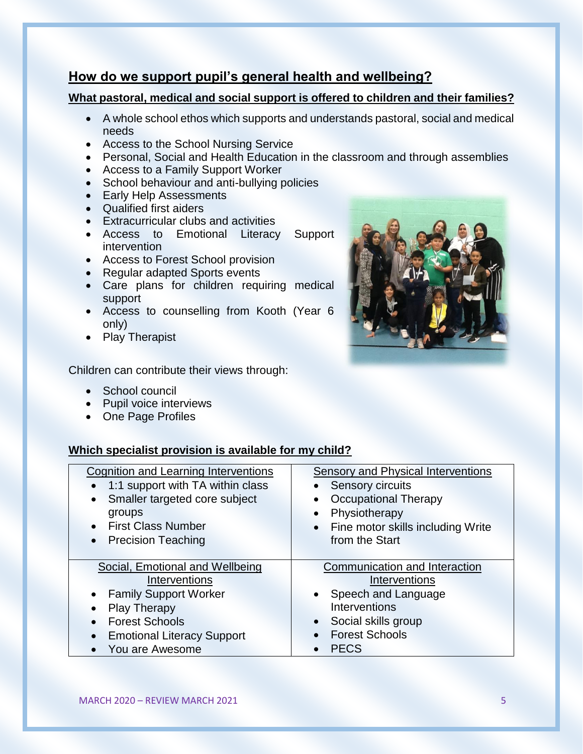## How do we support pupil's general health and wellbeing?

### What pastoral, medical and social support is offered to children and their families?

- A whole school ethos which supports and understands pastoral, social and medical needs
- Access to the School Nursing Service
- Personal, Social and Health Education in the classroom and through assemblies
- Access to a Family Support Worker
- School behaviour and anti-bullying policies
- Early Help Assessments
- Qualified first aiders
- Extracurricular clubs and activities
- Access to Emotional Literacy Support intervention
- Access to Forest School provision
- Regular adapted Sports events
- Care plans for children requiring medical support
- Access to counselling from Kooth (Year 6 only)
- Play Therapist

Children can contribute their views through:

- School council
- Pupil voice interviews
- One Page Profiles

### Which specialist provision is available for my child?

| Cognition and Learning Interventions | Sensory and Physical Interventions |
|---|---|
| • 1:1 support with TA within class<br>• Smaller targeted core subject groups<br>• First Class Number<br>• Precision Teaching | • Sensory circuits<br>• Occupational Therapy<br>• Physiotherapy<br>• Fine motor skills including Write from the Start |
| **Social, Emotional and Wellbeing Interventions** | **Communication and Interaction Interventions** |
| • Family Support Worker<br>• Play Therapy<br>• Forest Schools<br>• Emotional Literacy Support<br>• You are Awesome | • Speech and Language Interventions<br>• Social skills group<br>• Forest Schools<br>• PECS |

MARCH 2020 – REVIEW MARCH 2021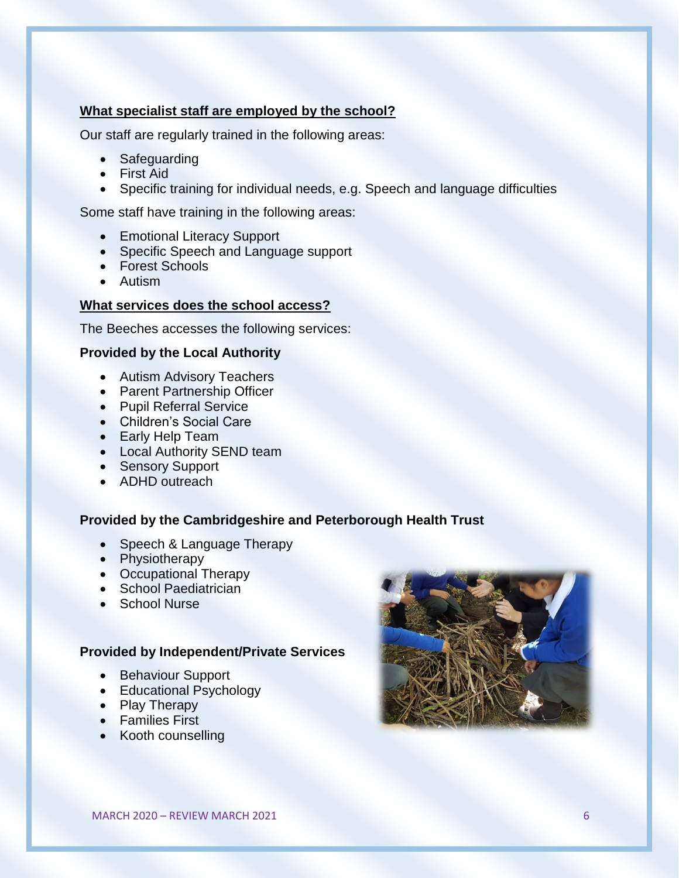## What specialist staff are employed by the school?

Our staff are regularly trained in the following areas:

- Safeguarding
- First Aid
- Specific training for individual needs, e.g. Speech and language difficulties

Some staff have training in the following areas:

- Emotional Literacy Support
- Specific Speech and Language support
- Forest Schools
- Autism

## What services does the school access?

The Beeches accesses the following services:

**Provided by the Local Authority**

- Autism Advisory Teachers
- Parent Partnership Officer
- Pupil Referral Service
- Children's Social Care
- Early Help Team
- Local Authority SEND team
- Sensory Support
- ADHD outreach

**Provided by the Cambridgeshire and Peterborough Health Trust**

- Speech & Language Therapy
- Physiotherapy
- Occupational Therapy
- School Paediatrician
- School Nurse

**Provided by Independent/Private Services**

- Behaviour Support
- Educational Psychology
- Play Therapy
- Families First
- Kooth counselling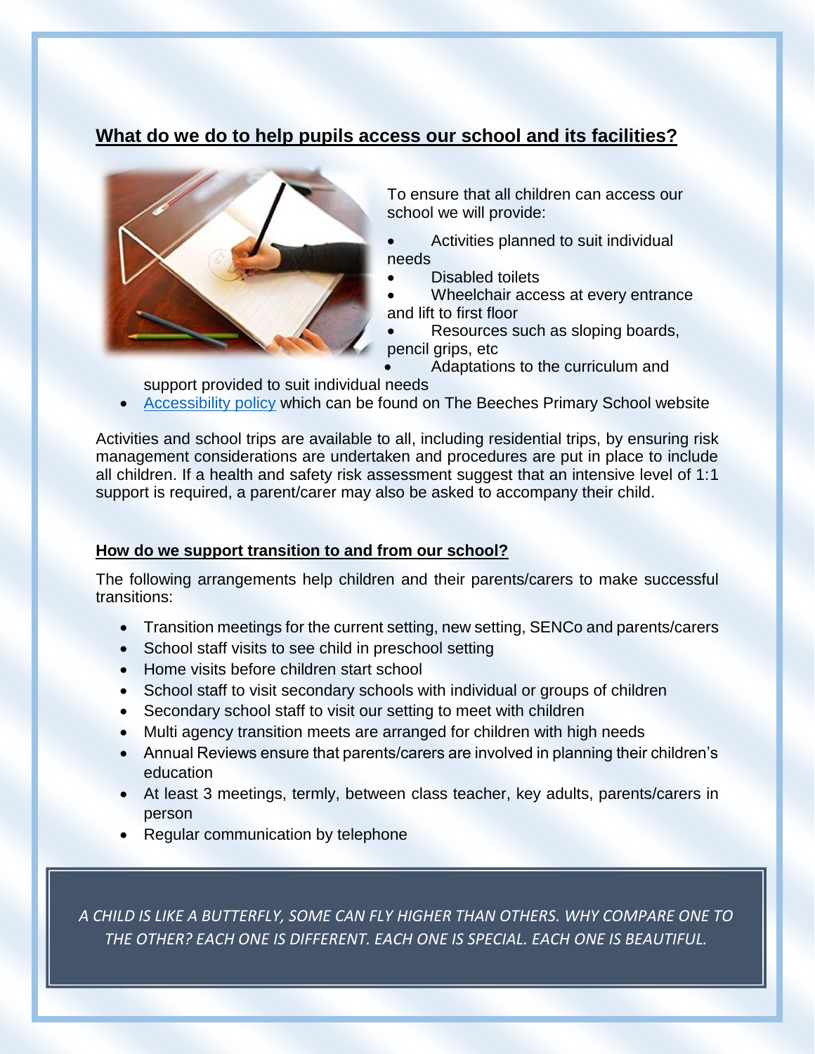## What do we do to help pupils access our school and its facilities?

To ensure that all children can access our school we will provide:

- Activities planned to suit individual needs
- Disabled toilets
- Wheelchair access at every entrance and lift to first floor
- Resources such as sloping boards, pencil grips, etc
- Adaptations to the curriculum and support provided to suit individual needs
- Accessibility policy which can be found on The Beeches Primary School website

Activities and school trips are available to all, including residential trips, by ensuring risk management considerations are undertaken and procedures are put in place to include all children. If a health and safety risk assessment suggest that an intensive level of 1:1 support is required, a parent/carer may also be asked to accompany their child.

### How do we support transition to and from our school?

The following arrangements help children and their parents/carers to make successful transitions:

- Transition meetings for the current setting, new setting, SENCo and parents/carers
- School staff visits to see child in preschool setting
- Home visits before children start school
- School staff to visit secondary schools with individual or groups of children
- Secondary school staff to visit our setting to meet with children
- Multi agency transition meets are arranged for children with high needs
- Annual Reviews ensure that parents/carers are involved in planning their children's education
- At least 3 meetings, termly, between class teacher, key adults, parents/carers in person
- Regular communication by telephone

*A CHILD IS LIKE A BUTTERFLY, SOME CAN FLY HIGHER THAN OTHERS. WHY COMPARE ONE TO THE OTHER? EACH ONE IS DIFFERENT. EACH ONE IS SPECIAL. EACH ONE IS BEAUTIFUL.*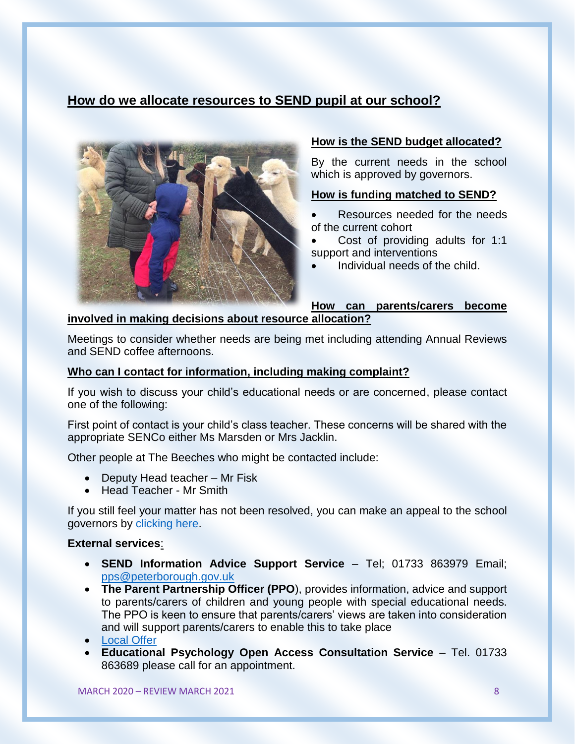## How do we allocate resources to SEND pupil at our school?

### How is the SEND budget allocated?

By the current needs in the school which is approved by governors.

### How is funding matched to SEND?

- Resources needed for the needs of the current cohort
- Cost of providing adults for 1:1 support and interventions
- Individual needs of the child.

### How can parents/carers become involved in making decisions about resource allocation?

Meetings to consider whether needs are being met including attending Annual Reviews and SEND coffee afternoons.

### Who can I contact for information, including making complaint?

If you wish to discuss your child's educational needs or are concerned, please contact one of the following:

First point of contact is your child's class teacher. These concerns will be shared with the appropriate SENCo either Ms Marsden or Mrs Jacklin.

Other people at The Beeches who might be contacted include:

- Deputy Head teacher – Mr Fisk
- Head Teacher - Mr Smith

If you still feel your matter has not been resolved, you can make an appeal to the school governors by clicking here.

**External services**:

- **SEND Information Advice Support Service** – Tel; 01733 863979 Email; pps@peterborough.gov.uk
- **The Parent Partnership Officer (PPO**), provides information, advice and support to parents/carers of children and young people with special educational needs. The PPO is keen to ensure that parents/carers' views are taken into consideration and will support parents/carers to enable this to take place
- Local Offer
- **Educational Psychology Open Access Consultation Service** – Tel. 01733 863689 please call for an appointment.

MARCH 2020 – REVIEW MARCH 2021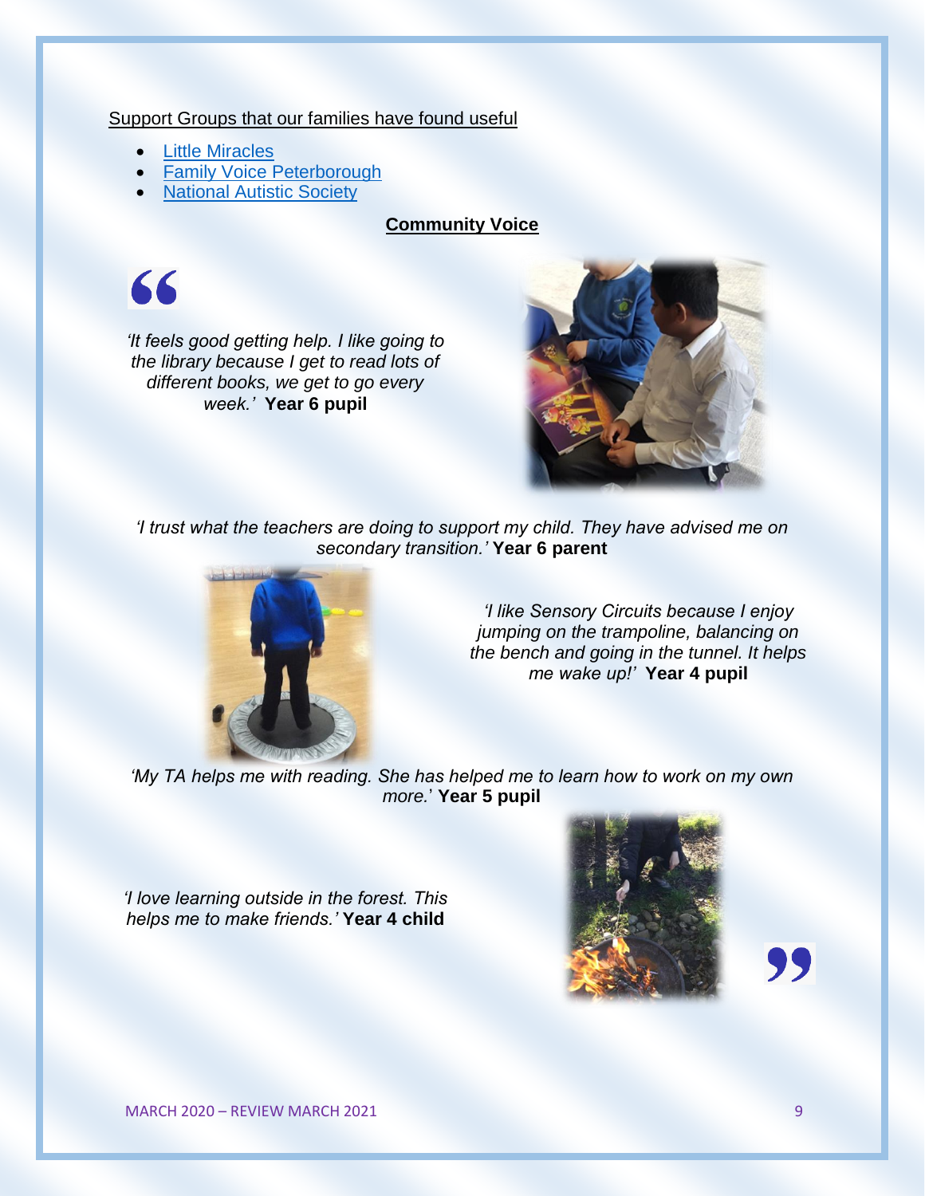Support Groups that our families have found useful

- Little Miracles
- Family Voice Peterborough
- National Autistic Society

**Community Voice**

*'It feels good getting help. I like going to the library because I get to read lots of different books, we get to go every week.'* **Year 6 pupil**

*'I trust what the teachers are doing to support my child. They have advised me on secondary transition.'* **Year 6 parent**

*'I like Sensory Circuits because I enjoy jumping on the trampoline, balancing on the bench and going in the tunnel. It helps me wake up!'* **Year 4 pupil**

*'My TA helps me with reading. She has helped me to learn how to work on my own more.'* **Year 5 pupil**

*'I love learning outside in the forest. This helps me to make friends.'* **Year 4 child**